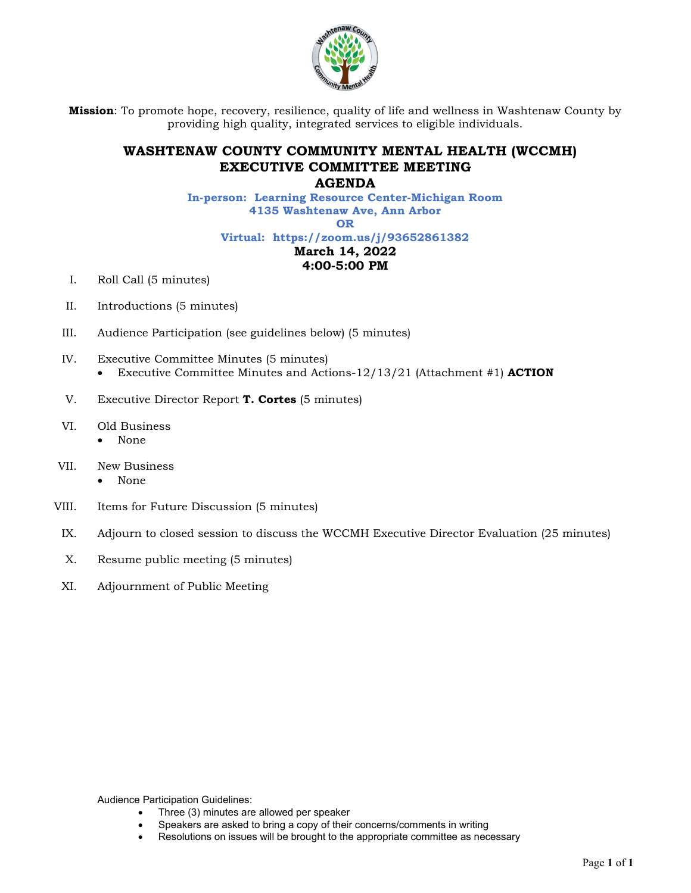**Mission**: To promote hope, recovery, resilience, quality of life and wellness in Washtenaw County by providing high quality, integrated services to eligible individuals.

# WASHTENAW COUNTY COMMUNITY MENTAL HEALTH (WCCMH)
# EXECUTIVE COMMITTEE MEETING
# AGENDA

**In-person: Learning Resource Center-Michigan Room**
**4135 Washtenaw Ave, Ann Arbor**
**OR**
**Virtual: https://zoom.us/j/93652861382**

**March 14, 2022**
**4:00-5:00 PM**

I. Roll Call (5 minutes)

II. Introductions (5 minutes)

III. Audience Participation (see guidelines below) (5 minutes)

IV. Executive Committee Minutes (5 minutes)
   - Executive Committee Minutes and Actions-12/13/21 (Attachment #1) **ACTION**

V. Executive Director Report **T. Cortes** (5 minutes)

VI. Old Business
   - None

VII. New Business
   - None

VIII. Items for Future Discussion (5 minutes)

IX. Adjourn to closed session to discuss the WCCMH Executive Director Evaluation (25 minutes)

X. Resume public meeting (5 minutes)

XI. Adjournment of Public Meeting

Audience Participation Guidelines:
- Three (3) minutes are allowed per speaker
- Speakers are asked to bring a copy of their concerns/comments in writing
- Resolutions on issues will be brought to the appropriate committee as necessary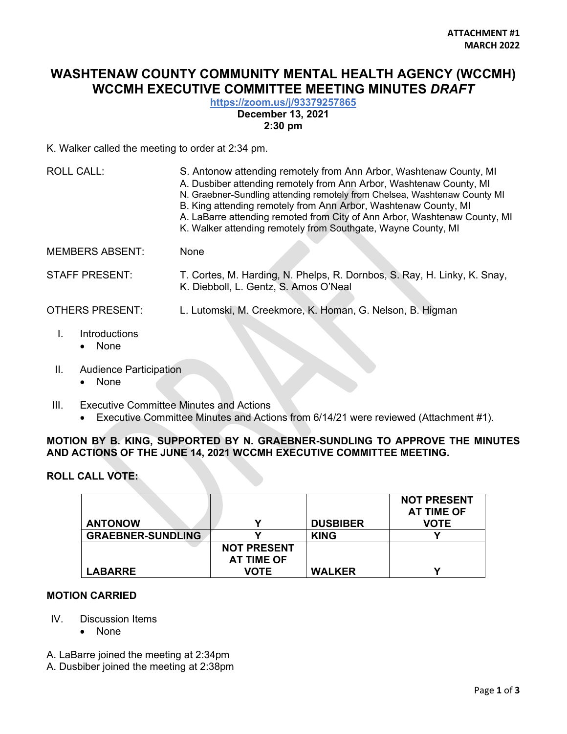ATTACHMENT #1
MARCH 2022

# WASHTENAW COUNTY COMMUNITY MENTAL HEALTH AGENCY (WCCMH)
# WCCMH EXECUTIVE COMMITTEE MEETING MINUTES *DRAFT*

**https://zoom.us/j/93379257865**
**December 13, 2021**
**2:30 pm**

K. Walker called the meeting to order at 2:34 pm.

ROLL CALL: S. Antonow attending remotely from Ann Arbor, Washtenaw County, MI
A. Dusbiber attending remotely from Ann Arbor, Washtenaw County, MI
N. Graebner-Sundling attending remotely from Chelsea, Washtenaw County MI
B. King attending remotely from Ann Arbor, Washtenaw County, MI
A. LaBarre attending remoted from City of Ann Arbor, Washtenaw County, MI
K. Walker attending remotely from Southgate, Wayne County, MI

MEMBERS ABSENT: None

STAFF PRESENT: T. Cortes, M. Harding, N. Phelps, R. Dornbos, S. Ray, H. Linky, K. Snay, K. Diebboll, L. Gentz, S. Amos O'Neal

OTHERS PRESENT: L. Lutomski, M. Creekmore, K. Homan, G. Nelson, B. Higman

I. Introductions
   - None

II. Audience Participation
   - None

III. Executive Committee Minutes and Actions
   - Executive Committee Minutes and Actions from 6/14/21 were reviewed (Attachment #1).

**MOTION BY B. KING, SUPPORTED BY N. GRAEBNER-SUNDLING TO APPROVE THE MINUTES AND ACTIONS OF THE JUNE 14, 2021 WCCMH EXECUTIVE COMMITTEE MEETING.**

**ROLL CALL VOTE:**

| | | | |
|---|---|---|---|
| **ANTONOW** | **Y** | **DUSBIBER** | **NOT PRESENT AT TIME OF VOTE** |
| **GRAEBNER-SUNDLING** | **Y** | **KING** | **Y** |
| **LABARRE** | **NOT PRESENT AT TIME OF VOTE** | **WALKER** | **Y** |

**MOTION CARRIED**

IV. Discussion Items
   - None

A. LaBarre joined the meeting at 2:34pm
A. Dusbiber joined the meeting at 2:38pm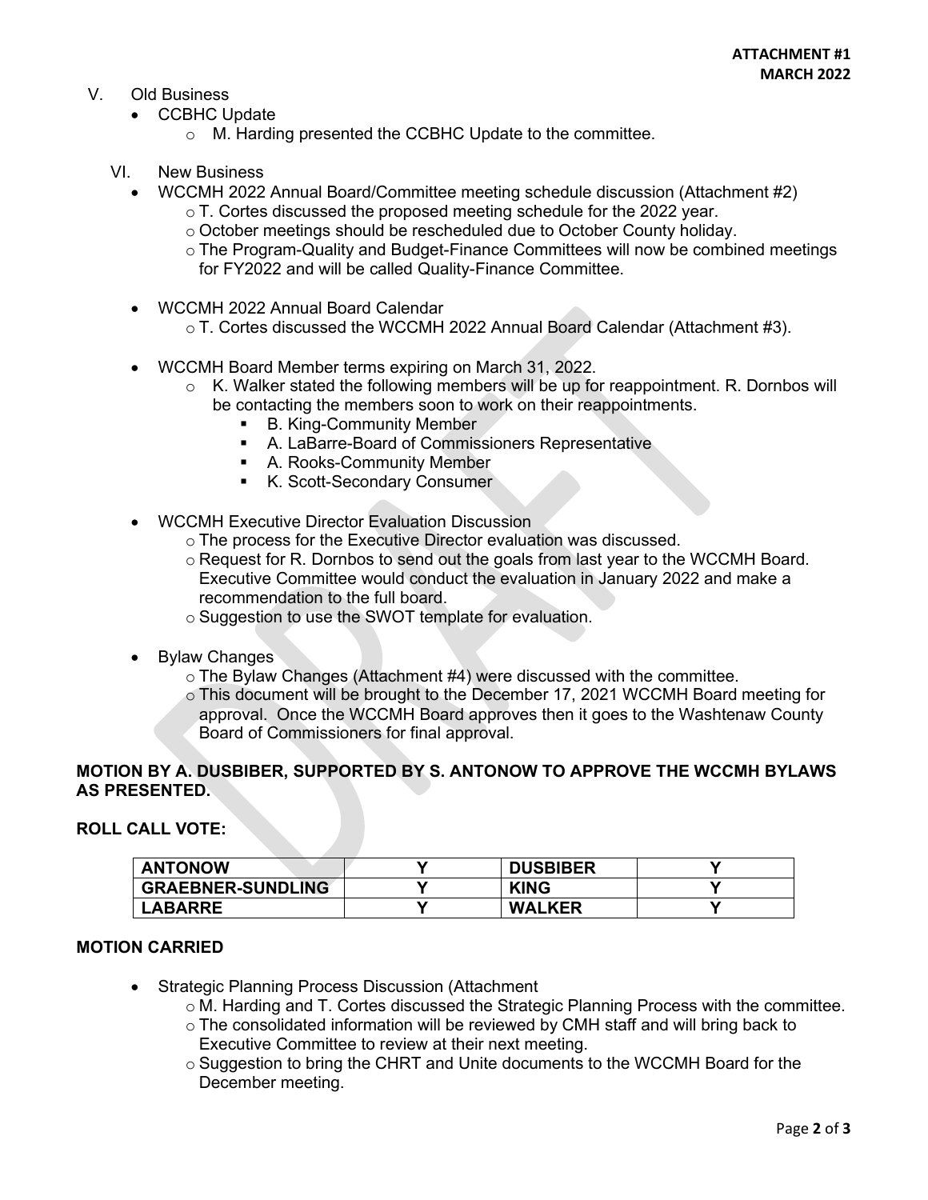**ATTACHMENT #1**
**MARCH 2022**

V. Old Business
- CCBHC Update
  - M. Harding presented the CCBHC Update to the committee.

VI. New Business
- WCCMH 2022 Annual Board/Committee meeting schedule discussion (Attachment #2)
  - T. Cortes discussed the proposed meeting schedule for the 2022 year.
  - October meetings should be rescheduled due to October County holiday.
  - The Program-Quality and Budget-Finance Committees will now be combined meetings for FY2022 and will be called Quality-Finance Committee.
- WCCMH 2022 Annual Board Calendar
  - T. Cortes discussed the WCCMH 2022 Annual Board Calendar (Attachment #3).
- WCCMH Board Member terms expiring on March 31, 2022.
  - K. Walker stated the following members will be up for reappointment. R. Dornbos will be contacting the members soon to work on their reappointments.
    - B. King-Community Member
    - A. LaBarre-Board of Commissioners Representative
    - A. Rooks-Community Member
    - K. Scott-Secondary Consumer
- WCCMH Executive Director Evaluation Discussion
  - The process for the Executive Director evaluation was discussed.
  - Request for R. Dornbos to send out the goals from last year to the WCCMH Board. Executive Committee would conduct the evaluation in January 2022 and make a recommendation to the full board.
  - Suggestion to use the SWOT template for evaluation.
- Bylaw Changes
  - The Bylaw Changes (Attachment #4) were discussed with the committee.
  - This document will be brought to the December 17, 2021 WCCMH Board meeting for approval. Once the WCCMH Board approves then it goes to the Washtenaw County Board of Commissioners for final approval.

**MOTION BY A. DUSBIBER, SUPPORTED BY S. ANTONOW TO APPROVE THE WCCMH BYLAWS AS PRESENTED.**

**ROLL CALL VOTE:**

| ANTONOW | Y | DUSBIBER | Y |
|---|---|---|---|
| GRAEBNER-SUNDLING | Y | KING | Y |
| LABARRE | Y | WALKER | Y |

**MOTION CARRIED**

- Strategic Planning Process Discussion (Attachment
  - M. Harding and T. Cortes discussed the Strategic Planning Process with the committee.
  - The consolidated information will be reviewed by CMH staff and will bring back to Executive Committee to review at their next meeting.
  - Suggestion to bring the CHRT and Unite documents to the WCCMH Board for the December meeting.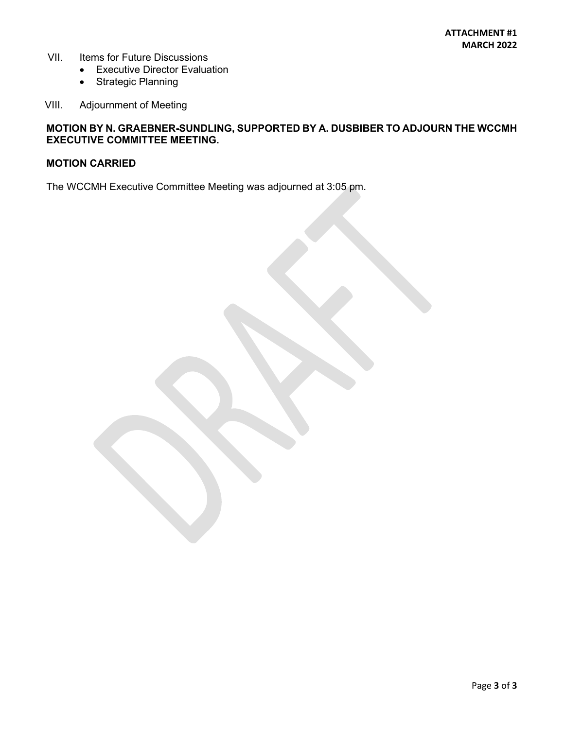**ATTACHMENT #1**
**MARCH 2022**

VII. Items for Future Discussions
- Executive Director Evaluation
- Strategic Planning

VIII. Adjournment of Meeting

**MOTION BY N. GRAEBNER-SUNDLING, SUPPORTED BY A. DUSBIBER TO ADJOURN THE WCCMH EXECUTIVE COMMITTEE MEETING.**

**MOTION CARRIED**

The WCCMH Executive Committee Meeting was adjourned at 3:05 pm.